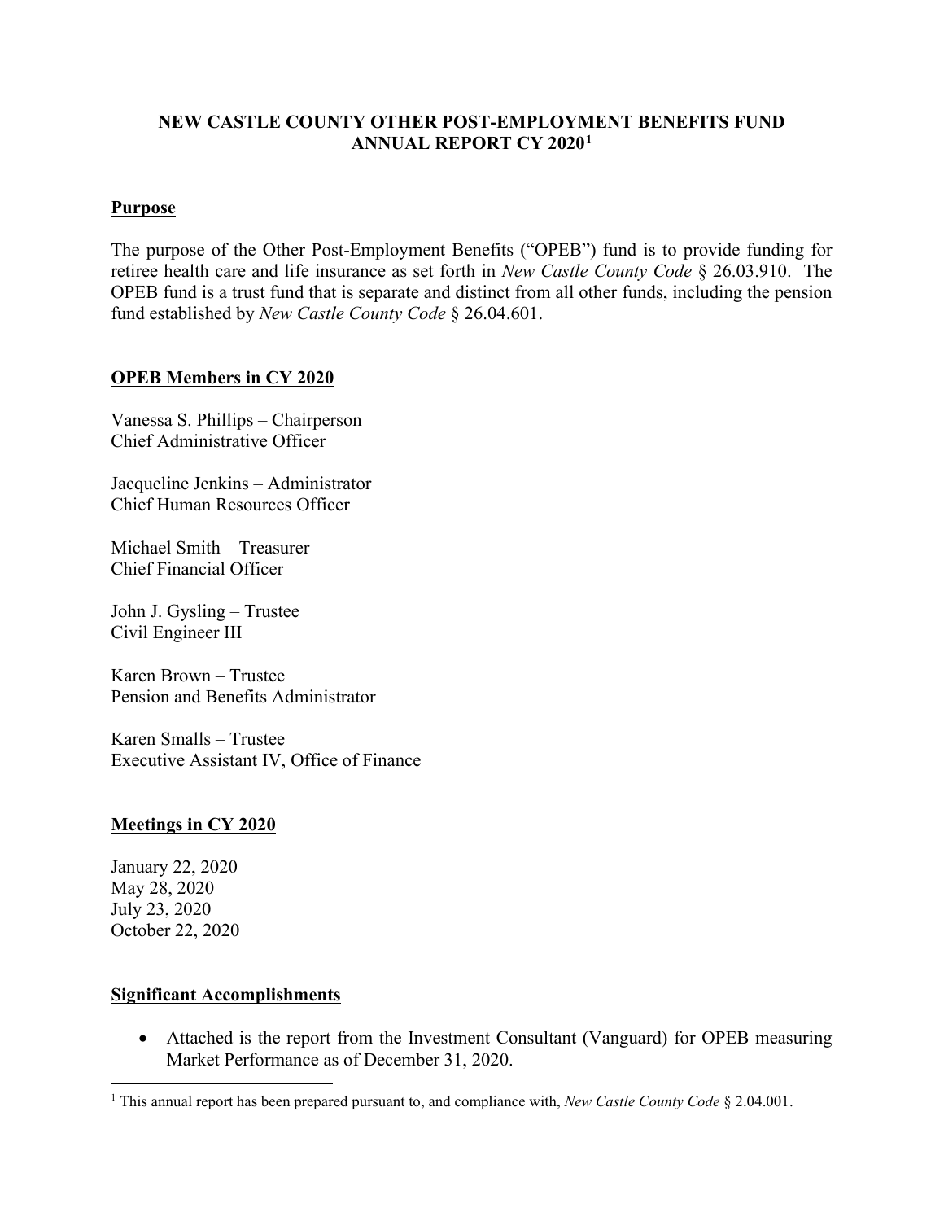# NEW CASTLE COUNTY OTHER POST-EMPLOYMENT BENEFITS FUND ANNUAL REPORT CY 2020[1]

## Purpose

The purpose of the Other Post-Employment Benefits ("OPEB") fund is to provide funding for retiree health care and life insurance as set forth in *New Castle County Code* § 26.03.910. The OPEB fund is a trust fund that is separate and distinct from all other funds, including the pension fund established by *New Castle County Code* § 26.04.601.

## OPEB Members in CY 2020

Vanessa S. Phillips – Chairperson
Chief Administrative Officer

Jacqueline Jenkins – Administrator
Chief Human Resources Officer

Michael Smith – Treasurer
Chief Financial Officer

John J. Gysling – Trustee
Civil Engineer III

Karen Brown – Trustee
Pension and Benefits Administrator

Karen Smalls – Trustee
Executive Assistant IV, Office of Finance

## Meetings in CY 2020

January 22, 2020
May 28, 2020
July 23, 2020
October 22, 2020

## Significant Accomplishments

- Attached is the report from the Investment Consultant (Vanguard) for OPEB measuring Market Performance as of December 31, 2020.

---

[1] This annual report has been prepared pursuant to, and compliance with, *New Castle County Code* § 2.04.001.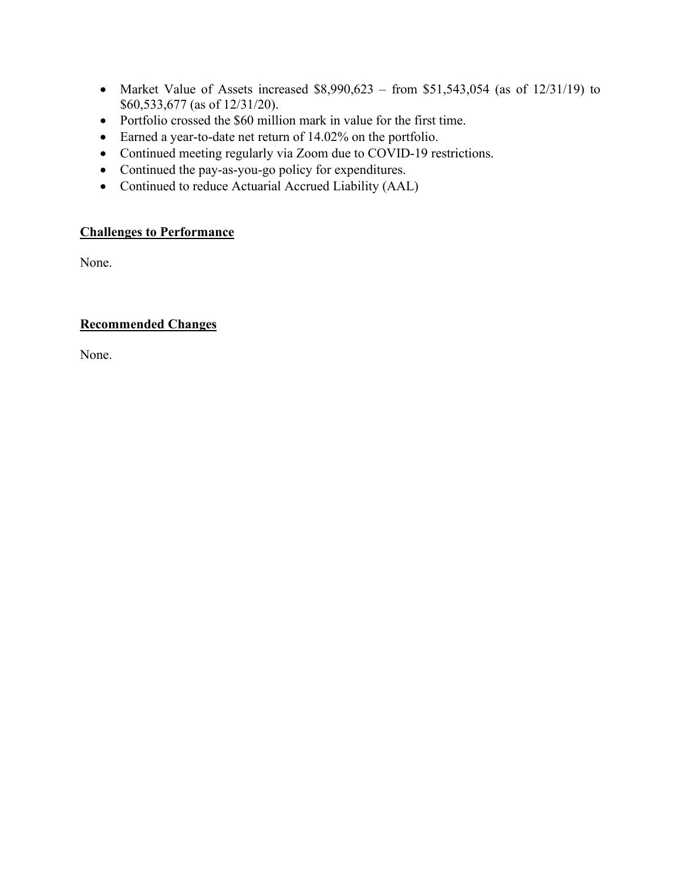- Market Value of Assets increased $8,990,623 – from $51,543,054 (as of 12/31/19) to $60,533,677 (as of 12/31/20).
- Portfolio crossed the $60 million mark in value for the first time.
- Earned a year-to-date net return of 14.02% on the portfolio.
- Continued meeting regularly via Zoom due to COVID-19 restrictions.
- Continued the pay-as-you-go policy for expenditures.
- Continued to reduce Actuarial Accrued Liability (AAL)

## Challenges to Performance

None.

## Recommended Changes

None.